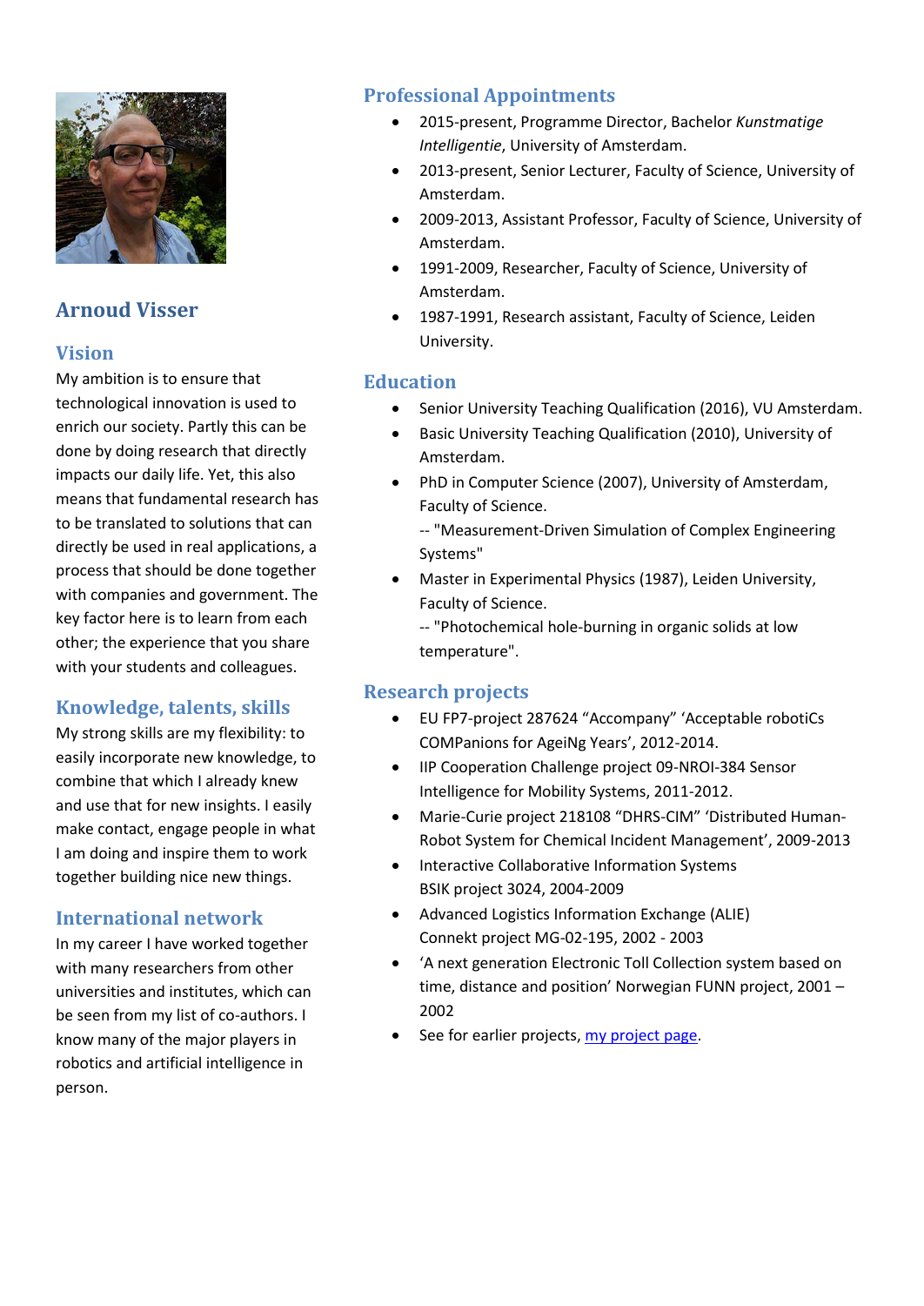# Arnoud Visser

## Vision

My ambition is to ensure that technological innovation is used to enrich our society. Partly this can be done by doing research that directly impacts our daily life. Yet, this also means that fundamental research has to be translated to solutions that can directly be used in real applications, a process that should be done together with companies and government. The key factor here is to learn from each other; the experience that you share with your students and colleagues.

## Knowledge, talents, skills

My strong skills are my flexibility: to easily incorporate new knowledge, to combine that which I already knew and use that for new insights. I easily make contact, engage people in what I am doing and inspire them to work together building nice new things.

## International network

In my career I have worked together with many researchers from other universities and institutes, which can be seen from my list of co-authors. I know many of the major players in robotics and artificial intelligence in person.

## Professional Appointments

- 2015-present, Programme Director, Bachelor *Kunstmatige Intelligentie*, University of Amsterdam.
- 2013-present, Senior Lecturer, Faculty of Science, University of Amsterdam.
- 2009-2013, Assistant Professor, Faculty of Science, University of Amsterdam.
- 1991-2009, Researcher, Faculty of Science, University of Amsterdam.
- 1987-1991, Research assistant, Faculty of Science, Leiden University.

## Education

- Senior University Teaching Qualification (2016), VU Amsterdam.
- Basic University Teaching Qualification (2010), University of Amsterdam.
- PhD in Computer Science (2007), University of Amsterdam, Faculty of Science.
  -- "Measurement-Driven Simulation of Complex Engineering Systems"
- Master in Experimental Physics (1987), Leiden University, Faculty of Science.
  -- "Photochemical hole-burning in organic solids at low temperature".

## Research projects

- EU FP7-project 287624 “Accompany” ‘Acceptable roboticS COMPanions for AgeiNg Years’, 2012-2014.
- IIP Cooperation Challenge project 09-NROI-384 Sensor Intelligence for Mobility Systems, 2011-2012.
- Marie-Curie project 218108 “DHRS-CIM” ‘Distributed Human-Robot System for Chemical Incident Management’, 2009-2013
- Interactive Collaborative Information Systems BSIK project 3024, 2004-2009
- Advanced Logistics Information Exchange (ALIE) Connekt project MG-02-195, 2002 - 2003
- ‘A next generation Electronic Toll Collection system based on time, distance and position’ Norwegian FUNN project, 2001 – 2002
- See for earlier projects, my project page.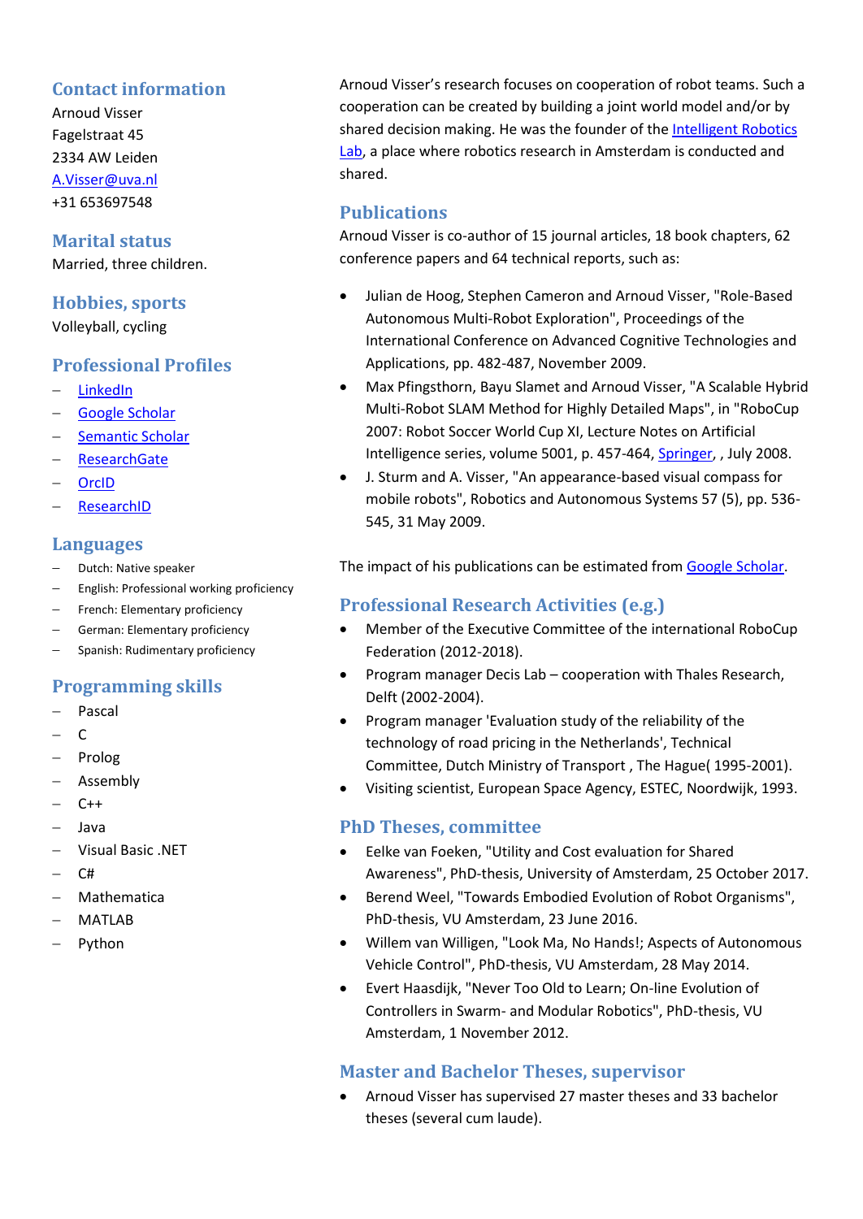## Contact information

Arnoud Visser
Fagelstraat 45
2334 AW Leiden
A.Visser@uva.nl
+31 653697548

## Marital status

Married, three children.

## Hobbies, sports

Volleyball, cycling

## Professional Profiles

- LinkedIn
- Google Scholar
- Semantic Scholar
- ResearchGate
- OrcID
- ResearchID

## Languages

- Dutch: Native speaker
- English: Professional working proficiency
- French: Elementary proficiency
- German: Elementary proficiency
- Spanish: Rudimentary proficiency

## Programming skills

- Pascal
- C
- Prolog
- Assembly
- C++
- Java
- Visual Basic .NET
- C#
- Mathematica
- MATLAB
- Python

Arnoud Visser's research focuses on cooperation of robot teams. Such a cooperation can be created by building a joint world model and/or by shared decision making. He was the founder of the Intelligent Robotics Lab, a place where robotics research in Amsterdam is conducted and shared.

## Publications

Arnoud Visser is co-author of 15 journal articles, 18 book chapters, 62 conference papers and 64 technical reports, such as:

- Julian de Hoog, Stephen Cameron and Arnoud Visser, "Role-Based Autonomous Multi-Robot Exploration", Proceedings of the International Conference on Advanced Cognitive Technologies and Applications, pp. 482-487, November 2009.
- Max Pfingsthorn, Bayu Slamet and Arnoud Visser, "A Scalable Hybrid Multi-Robot SLAM Method for Highly Detailed Maps", in "RoboCup 2007: Robot Soccer World Cup XI, Lecture Notes on Artificial Intelligence series, volume 5001, p. 457-464, Springer, , July 2008.
- J. Sturm and A. Visser, "An appearance-based visual compass for mobile robots", Robotics and Autonomous Systems 57 (5), pp. 536-545, 31 May 2009.

The impact of his publications can be estimated from Google Scholar.

## Professional Research Activities (e.g.)

- Member of the Executive Committee of the international RoboCup Federation (2012-2018).
- Program manager Decis Lab – cooperation with Thales Research, Delft (2002-2004).
- Program manager 'Evaluation study of the reliability of the technology of road pricing in the Netherlands', Technical Committee, Dutch Ministry of Transport , The Hague( 1995-2001).
- Visiting scientist, European Space Agency, ESTEC, Noordwijk, 1993.

## PhD Theses, committee

- Eelke van Foeken, "Utility and Cost evaluation for Shared Awareness", PhD-thesis, University of Amsterdam, 25 October 2017.
- Berend Weel, "Towards Embodied Evolution of Robot Organisms", PhD-thesis, VU Amsterdam, 23 June 2016.
- Willem van Willigen, "Look Ma, No Hands!; Aspects of Autonomous Vehicle Control", PhD-thesis, VU Amsterdam, 28 May 2014.
- Evert Haasdijk, "Never Too Old to Learn; On-line Evolution of Controllers in Swarm- and Modular Robotics", PhD-thesis, VU Amsterdam, 1 November 2012.

## Master and Bachelor Theses, supervisor

- Arnoud Visser has supervised 27 master theses and 33 bachelor theses (several cum laude).